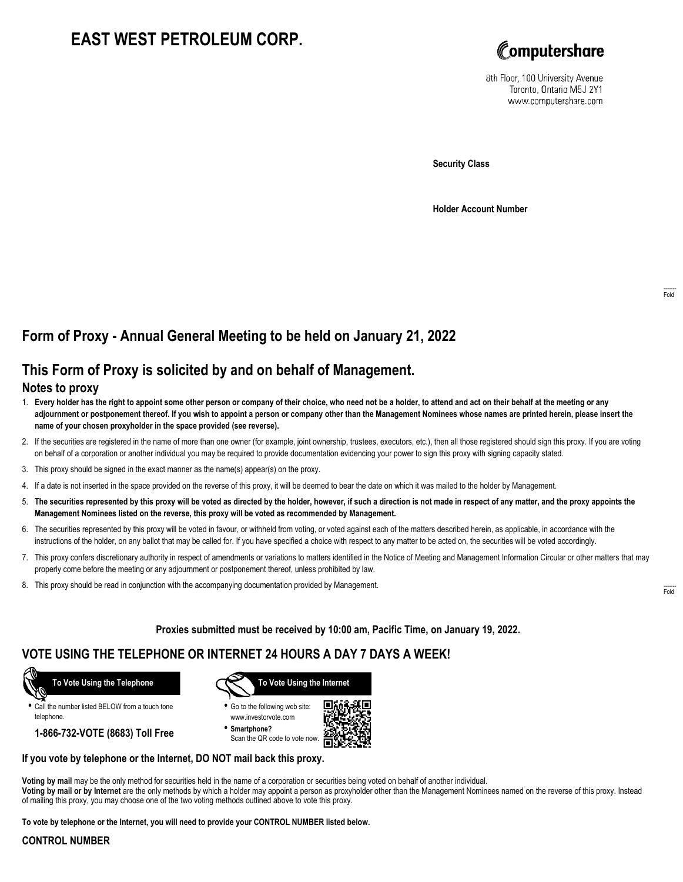# EAST WEST PETROLEUM CORP.

Computershare

8th Floor, 100 University Avenue
Toronto, Ontario M5J 2Y1
www.computershare.com

**Security Class**

**Holder Account Number**

Fold

## Form of Proxy - Annual General Meeting to be held on January 21, 2022

## This Form of Proxy is solicited by and on behalf of Management.

### Notes to proxy

1. **Every holder has the right to appoint some other person or company of their choice, who need not be a holder, to attend and act on their behalf at the meeting or any adjournment or postponement thereof. If you wish to appoint a person or company other than the Management Nominees whose names are printed herein, please insert the name of your chosen proxyholder in the space provided (see reverse).**
2. If the securities are registered in the name of more than one owner (for example, joint ownership, trustees, executors, etc.), then all those registered should sign this proxy. If you are voting on behalf of a corporation or another individual you may be required to provide documentation evidencing your power to sign this proxy with signing capacity stated.
3. This proxy should be signed in the exact manner as the name(s) appear(s) on the proxy.
4. If a date is not inserted in the space provided on the reverse of this proxy, it will be deemed to bear the date on which it was mailed to the holder by Management.
5. **The securities represented by this proxy will be voted as directed by the holder, however, if such a direction is not made in respect of any matter, and the proxy appoints the Management Nominees listed on the reverse, this proxy will be voted as recommended by Management.**
6. The securities represented by this proxy will be voted in favour, or withheld from voting, or voted against each of the matters described herein, as applicable, in accordance with the instructions of the holder, on any ballot that may be called for. If you have specified a choice with respect to any matter to be acted on, the securities will be voted accordingly.
7. This proxy confers discretionary authority in respect of amendments or variations to matters identified in the Notice of Meeting and Management Information Circular or other matters that may properly come before the meeting or any adjournment or postponement thereof, unless prohibited by law.
8. This proxy should be read in conjunction with the accompanying documentation provided by Management.

Fold

**Proxies submitted must be received by 10:00 am, Pacific Time, on January 19, 2022.**

## VOTE USING THE TELEPHONE OR INTERNET 24 HOURS A DAY 7 DAYS A WEEK!

**To Vote Using the Telephone**

- Call the number listed BELOW from a touch tone telephone.

**1-866-732-VOTE (8683) Toll Free**

**To Vote Using the Internet**

- Go to the following web site: www.investorvote.com
- **Smartphone?** Scan the QR code to vote now.

**If you vote by telephone or the Internet, DO NOT mail back this proxy.**

**Voting by mail** may be the only method for securities held in the name of a corporation or securities being voted on behalf of another individual.
**Voting by mail or by Internet** are the only methods by which a holder may appoint a person as proxyholder other than the Management Nominees named on the reverse of this proxy. Instead of mailing this proxy, you may choose one of the two voting methods outlined above to vote this proxy.

**To vote by telephone or the Internet, you will need to provide your CONTROL NUMBER listed below.**

**CONTROL NUMBER**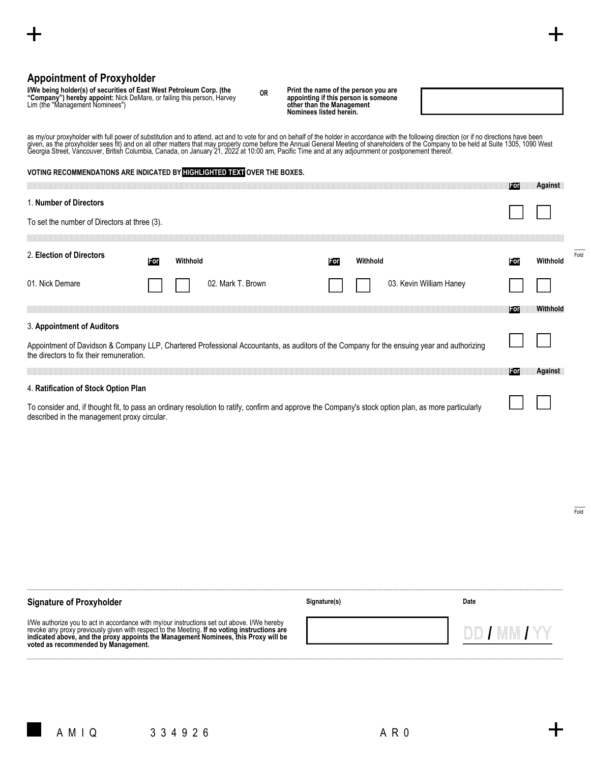## Appointment of Proxyholder

**I/We being holder(s) of securities of East West Petroleum Corp. (the "Company") hereby appoint:** Nick DeMare, or failing this person, Harvey Lim (the "Management Nominees")

**OR**

**Print the name of the person you are appointing if this person is someone other than the Management Nominees listed herein.**

as my/our proxyholder with full power of substitution and to attend, act and to vote for and on behalf of the holder in accordance with the following direction (or if no directions have been given, as the proxyholder sees fit) and on all other matters that may properly come before the Annual General Meeting of shareholders of the Company to be held at Suite 1305, 1090 West Georgia Street, Vancouver, British Columbia, Canada, on January 21, 2022 at 10:00 am, Pacific Time and at any adjournment or postponement thereof.

**VOTING RECOMMENDATIONS ARE INDICATED BY HIGHLIGHTED TEXT OVER THE BOXES.**

| | For | Against |
|---|---|---|
| 1. **Number of Directors**<br>To set the number of Directors at three (3). | ☐ | ☐ |

2. **Election of Directors**

| | For | Withhold | | For | Withhold | | For | Withhold |
|---|---|---|---|---|---|---|---|---|
| 01. Nick Demare | ☐ | ☐ | 02. Mark T. Brown | ☐ | ☐ | 03. Kevin William Haney | ☐ | ☐ |

| | For | Withhold |
|---|---|---|
| 3. **Appointment of Auditors**<br>Appointment of Davidson & Company LLP, Chartered Professional Accountants, as auditors of the Company for the ensuing year and authorizing the directors to fix their remuneration. | ☐ | ☐ |

| | For | Against |
|---|---|---|
| 4. **Ratification of Stock Option Plan**<br>To consider and, if thought fit, to pass an ordinary resolution to ratify, confirm and approve the Company's stock option plan, as more particularly described in the management proxy circular. | ☐ | ☐ |

**Signature of Proxyholder**

I/We authorize you to act in accordance with my/our instructions set out above. I/We hereby revoke any proxy previously given with respect to the Meeting. **If no voting instructions are indicated above, and the proxy appoints the Management Nominees, this Proxy will be voted as recommended by Management.**

**Signature(s)**

**Date**

DD / MM / YY

A M I Q 3 3 4 9 2 6 A R 0